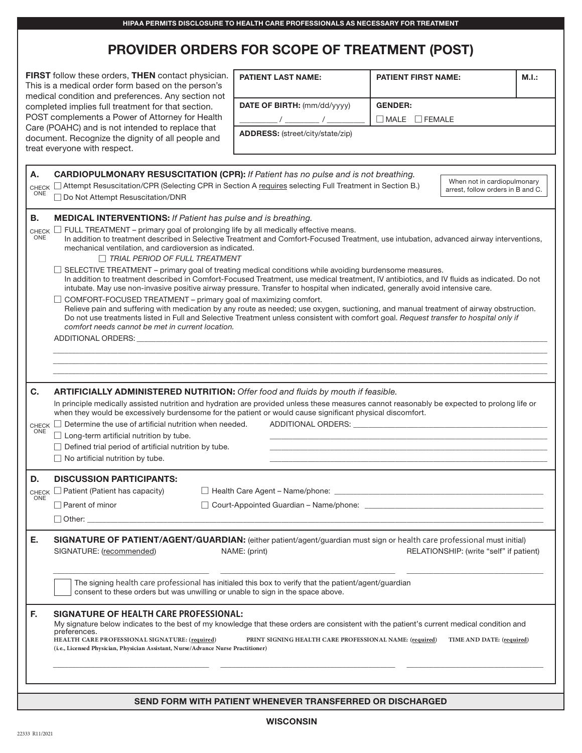**HIPAA PERMITS DISCLOSURE TO HEALTH CARE PROFESSIONALS AS NECESSARY FOR TREATMENT**

# PROVIDER ORDERS FOR SCOPE OF TREATMENT (POST)

**FIRST** follow these orders, **THEN** contact physician. This is a medical order form based on the person's medical condition and preferences. Any section not completed implies full treatment for that section. POST complements a Power of Attorney for Health Care (POAHC) and is not intended to replace that document. Recognize the dignity of all people and treat everyone with respect.

| PATIENT LAST NAME: | PATIENT FIRST NAME: | M.I.: |
|---|---|---|
| DATE OF BIRTH: (mm/dd/yyyy) ______ / ______ / ______ | GENDER: ☐ MALE ☐ FEMALE | |
| ADDRESS: (street/city/state/zip) | | |

## A. CARDIOPULMONARY RESUSCITATION (CPR): *If Patient has no pulse and is not breathing.*

CHECK ONE

- ☐ Attempt Resuscitation/CPR (Selecting CPR in Section A requires selecting Full Treatment in Section B.)
- ☐ Do Not Attempt Resuscitation/DNR

When not in cardiopulmonary arrest, follow orders in B and C.

## B. MEDICAL INTERVENTIONS: *If Patient has pulse and is breathing.*

CHECK ONE

- ☐ FULL TREATMENT – primary goal of prolonging life by all medically effective means.
  In addition to treatment described in Selective Treatment and Comfort-Focused Treatment, use intubation, advanced airway interventions, mechanical ventilation, and cardioversion as indicated.
  - ☐ *TRIAL PERIOD OF FULL TREATMENT*
- ☐ SELECTIVE TREATMENT – primary goal of treating medical conditions while avoiding burdensome measures.
  In addition to treatment described in Comfort-Focused Treatment, use medical treatment, IV antibiotics, and IV fluids as indicated. Do not intubate. May use non-invasive positive airway pressure. Transfer to hospital when indicated, generally avoid intensive care.
- ☐ COMFORT-FOCUSED TREATMENT – primary goal of maximizing comfort.
  Relieve pain and suffering with medication by any route as needed; use oxygen, suctioning, and manual treatment of airway obstruction. Do not use treatments listed in Full and Selective Treatment unless consistent with comfort goal. *Request transfer to hospital only if comfort needs cannot be met in current location.*

ADDITIONAL ORDERS: ____________________

## C. ARTIFICIALLY ADMINISTERED NUTRITION: *Offer food and fluids by mouth if feasible.*

In principle medically assisted nutrition and hydration are provided unless these measures cannot reasonably be expected to prolong life or when they would be excessively burdensome for the patient or would cause significant physical discomfort.

CHECK ONE

- ☐ Determine the use of artificial nutrition when needed.
- ☐ Long-term artificial nutrition by tube.
- ☐ Defined trial period of artificial nutrition by tube.
- ☐ No artificial nutrition by tube.

ADDITIONAL ORDERS: ____________________

## D. DISCUSSION PARTICIPANTS:

CHECK ONE

- ☐ Patient (Patient has capacity)
- ☐ Health Care Agent – Name/phone: ____________________
- ☐ Parent of minor
- ☐ Court-Appointed Guardian – Name/phone: ____________________
- ☐ Other: ____________________

## E. SIGNATURE OF PATIENT/AGENT/GUARDIAN: (either patient/agent/guardian must sign or health care professional must initial)

| SIGNATURE: (recommended) | NAME: (print) | RELATIONSHIP: (write "self" if patient) |
|---|---|---|
| | | |

☐ The signing health care professional has initialed this box to verify that the patient/agent/guardian consent to these orders but was unwilling or unable to sign in the space above.

## F. SIGNATURE OF HEALTH CARE PROFESSIONAL:

My signature below indicates to the best of my knowledge that these orders are consistent with the patient's current medical condition and preferences.

| HEALTH CARE PROFESSIONAL SIGNATURE: (required) (i.e., Licensed Physician, Physician Assistant, Nurse/Advance Nurse Practitioner) | PRINT SIGNING HEALTH CARE PROFESSIONAL NAME: (required) | TIME AND DATE: (required) |
|---|---|---|
| | | |

**SEND FORM WITH PATIENT WHENEVER TRANSFERRED OR DISCHARGED**

**WISCONSIN**

22333 R11/2021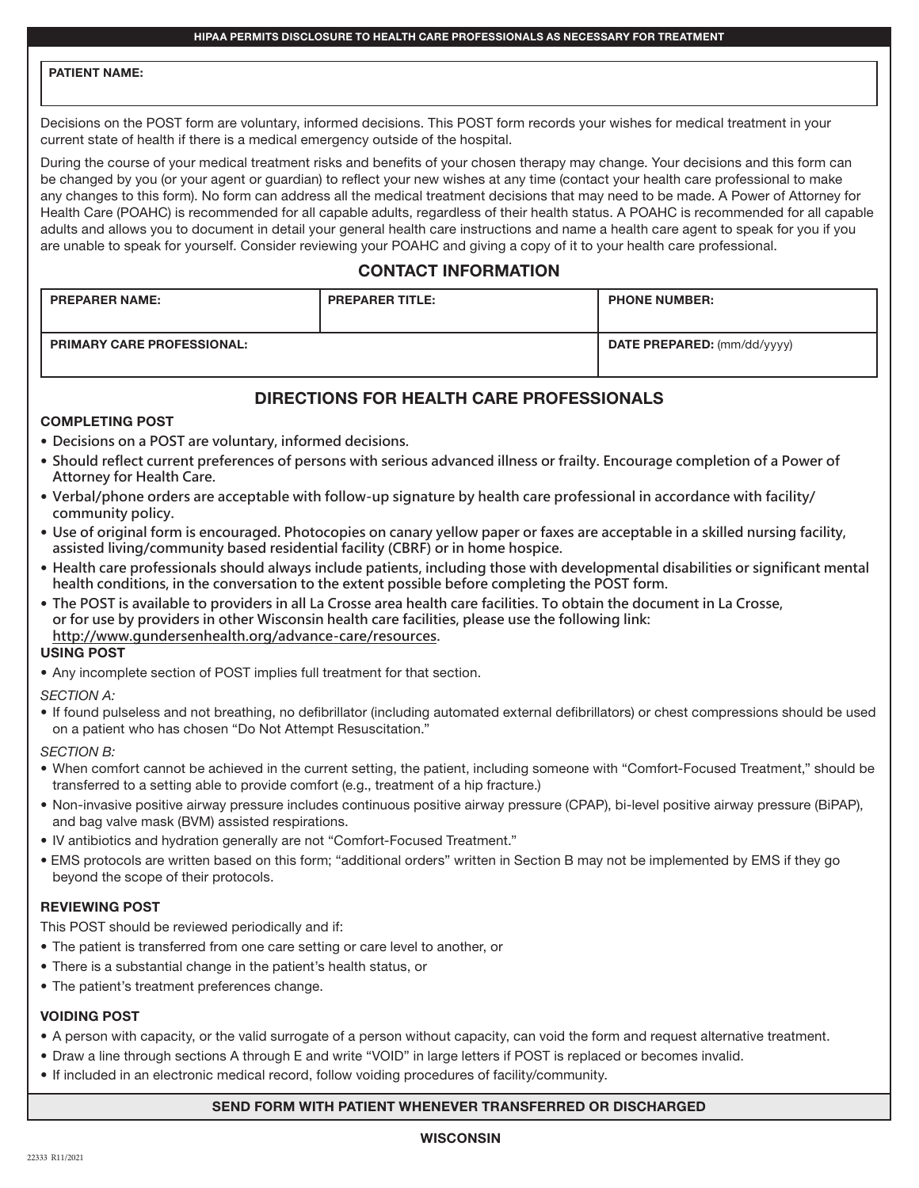**HIPAA PERMITS DISCLOSURE TO HEALTH CARE PROFESSIONALS AS NECESSARY FOR TREATMENT**

| PATIENT NAME: |
|---|
| |

Decisions on the POST form are voluntary, informed decisions. This POST form records your wishes for medical treatment in your current state of health if there is a medical emergency outside of the hospital.

During the course of your medical treatment risks and benefits of your chosen therapy may change. Your decisions and this form can be changed by you (or your agent or guardian) to reflect your new wishes at any time (contact your health care professional to make any changes to this form). No form can address all the medical treatment decisions that may need to be made. A Power of Attorney for Health Care (POAHC) is recommended for all capable adults, regardless of their health status. A POAHC is recommended for all capable adults and allows you to document in detail your general health care instructions and name a health care agent to speak for you if you are unable to speak for yourself. Consider reviewing your POAHC and giving a copy of it to your health care professional.

## CONTACT INFORMATION

| PREPARER NAME: | PREPARER TITLE: | PHONE NUMBER: |
|---|---|---|
| PRIMARY CARE PROFESSIONAL: | | DATE PREPARED: (mm/dd/yyyy) |

## DIRECTIONS FOR HEALTH CARE PROFESSIONALS

### COMPLETING POST

- **Decisions on a POST are voluntary, informed decisions.**
- **Should reflect current preferences of persons with serious advanced illness or frailty. Encourage completion of a Power of Attorney for Health Care.**
- **Verbal/phone orders are acceptable with follow-up signature by health care professional in accordance with facility/community policy.**
- **Use of original form is encouraged. Photocopies on canary yellow paper or faxes are acceptable in a skilled nursing facility, assisted living/community based residential facility (CBRF) or in home hospice.**
- **Health care professionals should always include patients, including those with developmental disabilities or significant mental health conditions, in the conversation to the extent possible before completing the POST form.**
- **The POST is available to providers in all La Crosse area health care facilities. To obtain the document in La Crosse, or for use by providers in other Wisconsin health care facilities, please use the following link: http://www.gundersenhealth.org/advance-care/resources.**

### USING POST

- Any incomplete section of POST implies full treatment for that section.

*SECTION A:*

- If found pulseless and not breathing, no defibrillator (including automated external defibrillators) or chest compressions should be used on a patient who has chosen "Do Not Attempt Resuscitation."

*SECTION B:*

- When comfort cannot be achieved in the current setting, the patient, including someone with "Comfort-Focused Treatment," should be transferred to a setting able to provide comfort (e.g., treatment of a hip fracture.)
- Non-invasive positive airway pressure includes continuous positive airway pressure (CPAP), bi-level positive airway pressure (BiPAP), and bag valve mask (BVM) assisted respirations.
- IV antibiotics and hydration generally are not "Comfort-Focused Treatment."
- EMS protocols are written based on this form; "additional orders" written in Section B may not be implemented by EMS if they go beyond the scope of their protocols.

### REVIEWING POST

This POST should be reviewed periodically and if:

- The patient is transferred from one care setting or care level to another, or
- There is a substantial change in the patient's health status, or
- The patient's treatment preferences change.

### VOIDING POST

- A person with capacity, or the valid surrogate of a person without capacity, can void the form and request alternative treatment.
- Draw a line through sections A through E and write "VOID" in large letters if POST is replaced or becomes invalid.
- If included in an electronic medical record, follow voiding procedures of facility/community.

**SEND FORM WITH PATIENT WHENEVER TRANSFERRED OR DISCHARGED**

**WISCONSIN**

22333 R11/2021